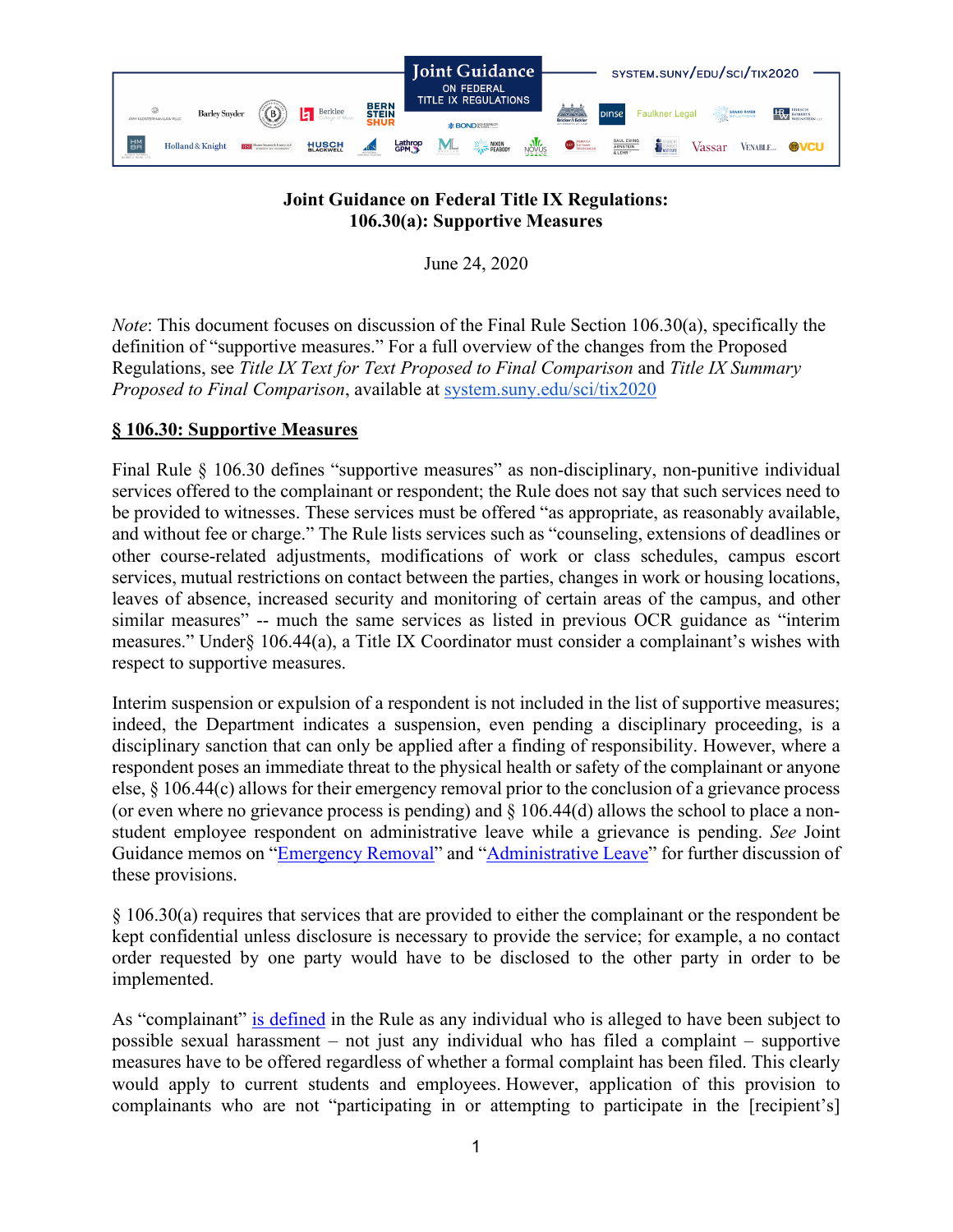**Joint Guidance on Federal Title IX Regulations:**
**106.30(a): Supportive Measures**

June 24, 2020

*Note*: This document focuses on discussion of the Final Rule Section 106.30(a), specifically the definition of "supportive measures." For a full overview of the changes from the Proposed Regulations, see *Title IX Text for Text Proposed to Final Comparison* and *Title IX Summary Proposed to Final Comparison*, available at system.suny.edu/sci/tix2020

## § 106.30: Supportive Measures

Final Rule § 106.30 defines "supportive measures" as non-disciplinary, non-punitive individual services offered to the complainant or respondent; the Rule does not say that such services need to be provided to witnesses. These services must be offered "as appropriate, as reasonably available, and without fee or charge." The Rule lists services such as "counseling, extensions of deadlines or other course-related adjustments, modifications of work or class schedules, campus escort services, mutual restrictions on contact between the parties, changes in work or housing locations, leaves of absence, increased security and monitoring of certain areas of the campus, and other similar measures" -- much the same services as listed in previous OCR guidance as "interim measures." Under§ 106.44(a), a Title IX Coordinator must consider a complainant's wishes with respect to supportive measures.

Interim suspension or expulsion of a respondent is not included in the list of supportive measures; indeed, the Department indicates a suspension, even pending a disciplinary proceeding, is a disciplinary sanction that can only be applied after a finding of responsibility. However, where a respondent poses an immediate threat to the physical health or safety of the complainant or anyone else, § 106.44(c) allows for their emergency removal prior to the conclusion of a grievance process (or even where no grievance process is pending) and § 106.44(d) allows the school to place a non-student employee respondent on administrative leave while a grievance is pending. *See* Joint Guidance memos on "Emergency Removal" and "Administrative Leave" for further discussion of these provisions.

§ 106.30(a) requires that services that are provided to either the complainant or the respondent be kept confidential unless disclosure is necessary to provide the service; for example, a no contact order requested by one party would have to be disclosed to the other party in order to be implemented.

As "complainant" is defined in the Rule as any individual who is alleged to have been subject to possible sexual harassment – not just any individual who has filed a complaint – supportive measures have to be offered regardless of whether a formal complaint has been filed. This clearly would apply to current students and employees. However, application of this provision to complainants who are not "participating in or attempting to participate in the [recipient's]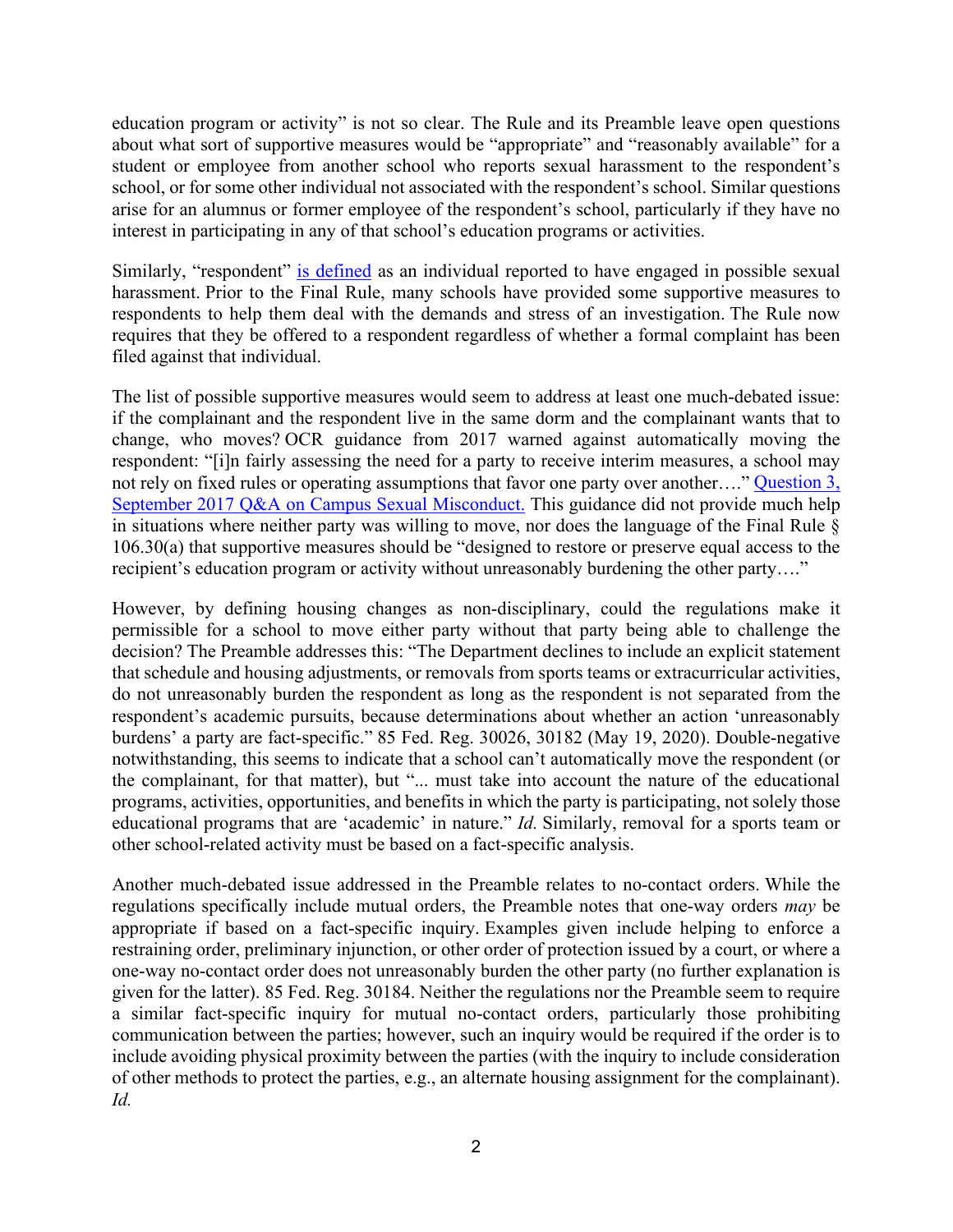education program or activity" is not so clear. The Rule and its Preamble leave open questions about what sort of supportive measures would be "appropriate" and "reasonably available" for a student or employee from another school who reports sexual harassment to the respondent's school, or for some other individual not associated with the respondent's school. Similar questions arise for an alumnus or former employee of the respondent's school, particularly if they have no interest in participating in any of that school's education programs or activities.

Similarly, "respondent" is defined as an individual reported to have engaged in possible sexual harassment. Prior to the Final Rule, many schools have provided some supportive measures to respondents to help them deal with the demands and stress of an investigation. The Rule now requires that they be offered to a respondent regardless of whether a formal complaint has been filed against that individual.

The list of possible supportive measures would seem to address at least one much-debated issue: if the complainant and the respondent live in the same dorm and the complainant wants that to change, who moves? OCR guidance from 2017 warned against automatically moving the respondent: "[i]n fairly assessing the need for a party to receive interim measures, a school may not rely on fixed rules or operating assumptions that favor one party over another…." Question 3, September 2017 Q&A on Campus Sexual Misconduct. This guidance did not provide much help in situations where neither party was willing to move, nor does the language of the Final Rule § 106.30(a) that supportive measures should be "designed to restore or preserve equal access to the recipient's education program or activity without unreasonably burdening the other party…."

However, by defining housing changes as non-disciplinary, could the regulations make it permissible for a school to move either party without that party being able to challenge the decision? The Preamble addresses this: "The Department declines to include an explicit statement that schedule and housing adjustments, or removals from sports teams or extracurricular activities, do not unreasonably burden the respondent as long as the respondent is not separated from the respondent's academic pursuits, because determinations about whether an action 'unreasonably burdens' a party are fact-specific." 85 Fed. Reg. 30026, 30182 (May 19, 2020). Double-negative notwithstanding, this seems to indicate that a school can't automatically move the respondent (or the complainant, for that matter), but "... must take into account the nature of the educational programs, activities, opportunities, and benefits in which the party is participating, not solely those educational programs that are 'academic' in nature." *Id.* Similarly, removal for a sports team or other school-related activity must be based on a fact-specific analysis.

Another much-debated issue addressed in the Preamble relates to no-contact orders. While the regulations specifically include mutual orders, the Preamble notes that one-way orders *may* be appropriate if based on a fact-specific inquiry. Examples given include helping to enforce a restraining order, preliminary injunction, or other order of protection issued by a court, or where a one-way no-contact order does not unreasonably burden the other party (no further explanation is given for the latter). 85 Fed. Reg. 30184. Neither the regulations nor the Preamble seem to require a similar fact-specific inquiry for mutual no-contact orders, particularly those prohibiting communication between the parties; however, such an inquiry would be required if the order is to include avoiding physical proximity between the parties (with the inquiry to include consideration of other methods to protect the parties, e.g., an alternate housing assignment for the complainant). *Id.*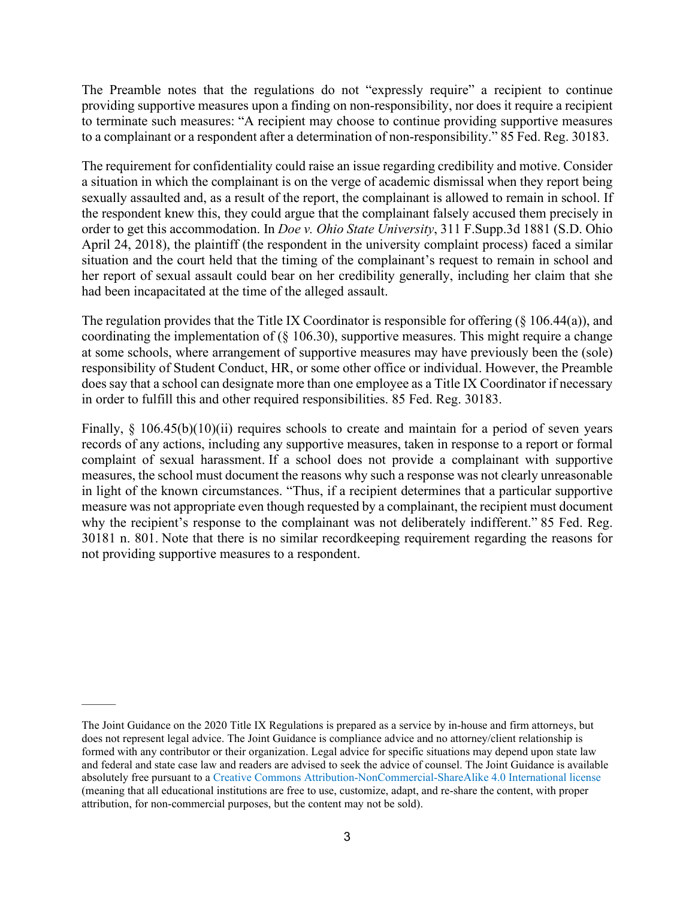The Preamble notes that the regulations do not "expressly require" a recipient to continue providing supportive measures upon a finding on non-responsibility, nor does it require a recipient to terminate such measures: "A recipient may choose to continue providing supportive measures to a complainant or a respondent after a determination of non-responsibility." 85 Fed. Reg. 30183.

The requirement for confidentiality could raise an issue regarding credibility and motive. Consider a situation in which the complainant is on the verge of academic dismissal when they report being sexually assaulted and, as a result of the report, the complainant is allowed to remain in school. If the respondent knew this, they could argue that the complainant falsely accused them precisely in order to get this accommodation. In *Doe v. Ohio State University*, 311 F.Supp.3d 1881 (S.D. Ohio April 24, 2018), the plaintiff (the respondent in the university complaint process) faced a similar situation and the court held that the timing of the complainant's request to remain in school and her report of sexual assault could bear on her credibility generally, including her claim that she had been incapacitated at the time of the alleged assault.

The regulation provides that the Title IX Coordinator is responsible for offering (§ 106.44(a)), and coordinating the implementation of (§ 106.30), supportive measures. This might require a change at some schools, where arrangement of supportive measures may have previously been the (sole) responsibility of Student Conduct, HR, or some other office or individual. However, the Preamble does say that a school can designate more than one employee as a Title IX Coordinator if necessary in order to fulfill this and other required responsibilities. 85 Fed. Reg. 30183.

Finally, § 106.45(b)(10)(ii) requires schools to create and maintain for a period of seven years records of any actions, including any supportive measures, taken in response to a report or formal complaint of sexual harassment. If a school does not provide a complainant with supportive measures, the school must document the reasons why such a response was not clearly unreasonable in light of the known circumstances. "Thus, if a recipient determines that a particular supportive measure was not appropriate even though requested by a complainant, the recipient must document why the recipient's response to the complainant was not deliberately indifferent." 85 Fed. Reg. 30181 n. 801. Note that there is no similar recordkeeping requirement regarding the reasons for not providing supportive measures to a respondent.

---

The Joint Guidance on the 2020 Title IX Regulations is prepared as a service by in-house and firm attorneys, but does not represent legal advice. The Joint Guidance is compliance advice and no attorney/client relationship is formed with any contributor or their organization. Legal advice for specific situations may depend upon state law and federal and state case law and readers are advised to seek the advice of counsel. The Joint Guidance is available absolutely free pursuant to a Creative Commons Attribution-NonCommercial-ShareAlike 4.0 International license (meaning that all educational institutions are free to use, customize, adapt, and re-share the content, with proper attribution, for non-commercial purposes, but the content may not be sold).